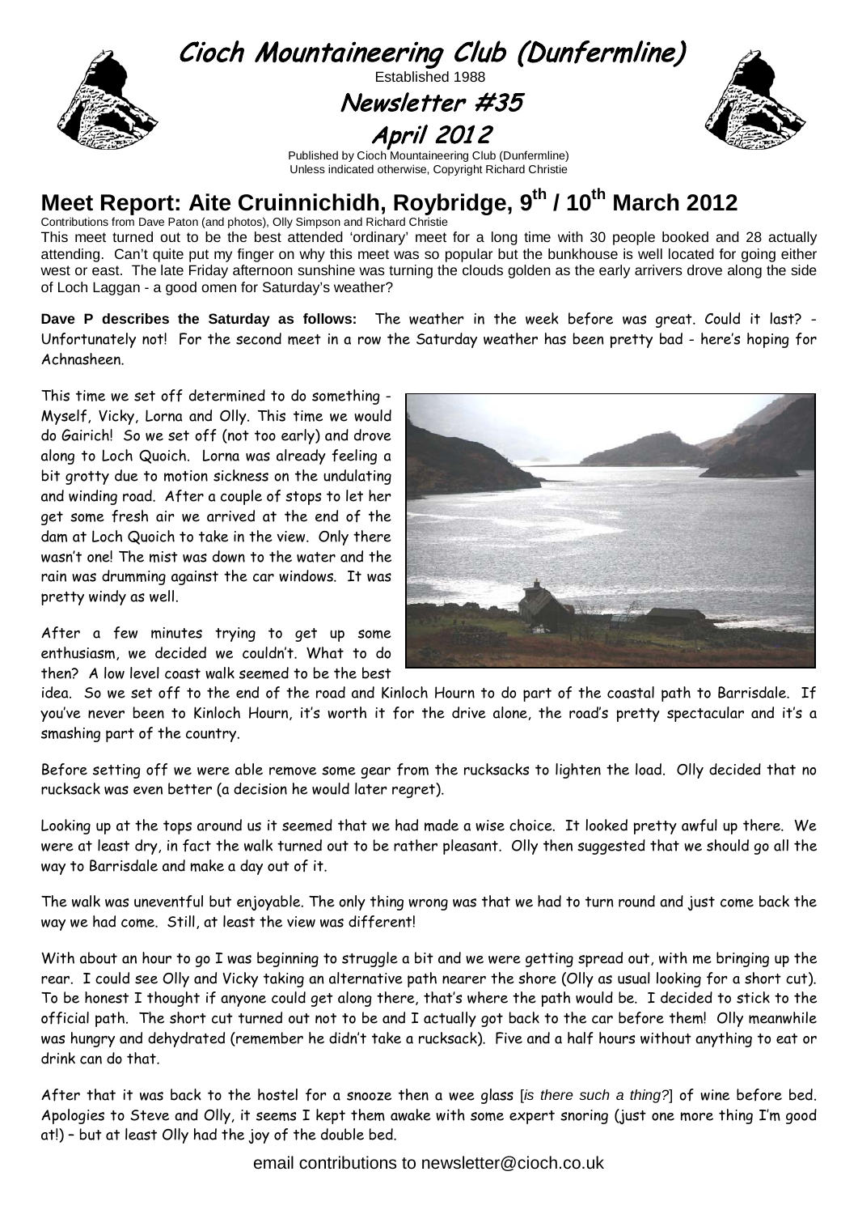# Cioch Mountaineering Club (Dunfermline)

Established 1988

## Newsletter #35

## April 2012

Published by Cioch Mountaineering Club (Dunfermline)
Unless indicated otherwise, Copyright Richard Christie

# Meet Report: Aite Cruinnichidh, Roybridge, 9th / 10th March 2012

Contributions from Dave Paton (and photos), Olly Simpson and Richard Christie

This meet turned out to be the best attended 'ordinary' meet for a long time with 30 people booked and 28 actually attending. Can't quite put my finger on why this meet was so popular but the bunkhouse is well located for going either west or east. The late Friday afternoon sunshine was turning the clouds golden as the early arrivers drove along the side of Loch Laggan - a good omen for Saturday's weather?

**Dave P describes the Saturday as follows:** The weather in the week before was great. Could it last? - Unfortunately not! For the second meet in a row the Saturday weather has been pretty bad - here's hoping for Achnasheen.

This time we set off determined to do something - Myself, Vicky, Lorna and Olly. This time we would do Gairich! So we set off (not too early) and drove along to Loch Quoich. Lorna was already feeling a bit grotty due to motion sickness on the undulating and winding road. After a couple of stops to let her get some fresh air we arrived at the end of the dam at Loch Quoich to take in the view. Only there wasn't one! The mist was down to the water and the rain was drumming against the car windows. It was pretty windy as well.

After a few minutes trying to get up some enthusiasm, we decided we couldn't. What to do then? A low level coast walk seemed to be the best idea. So we set off to the end of the road and Kinloch Hourn to do part of the coastal path to Barrisdale. If you've never been to Kinloch Hourn, it's worth it for the drive alone, the road's pretty spectacular and it's a smashing part of the country.

Before setting off we were able remove some gear from the rucksacks to lighten the load. Olly decided that no rucksack was even better (a decision he would later regret).

Looking up at the tops around us it seemed that we had made a wise choice. It looked pretty awful up there. We were at least dry, in fact the walk turned out to be rather pleasant. Olly then suggested that we should go all the way to Barrisdale and make a day out of it.

The walk was uneventful but enjoyable. The only thing wrong was that we had to turn round and just come back the way we had come. Still, at least the view was different!

With about an hour to go I was beginning to struggle a bit and we were getting spread out, with me bringing up the rear. I could see Olly and Vicky taking an alternative path nearer the shore (Olly as usual looking for a short cut). To be honest I thought if anyone could get along there, that's where the path would be. I decided to stick to the official path. The short cut turned out not to be and I actually got back to the car before them! Olly meanwhile was hungry and dehydrated (remember he didn't take a rucksack). Five and a half hours without anything to eat or drink can do that.

After that it was back to the hostel for a snooze then a wee glass [*is there such a thing?*] of wine before bed. Apologies to Steve and Olly, it seems I kept them awake with some expert snoring (just one more thing I'm good at!) – but at least Olly had the joy of the double bed.

email contributions to newsletter@cioch.co.uk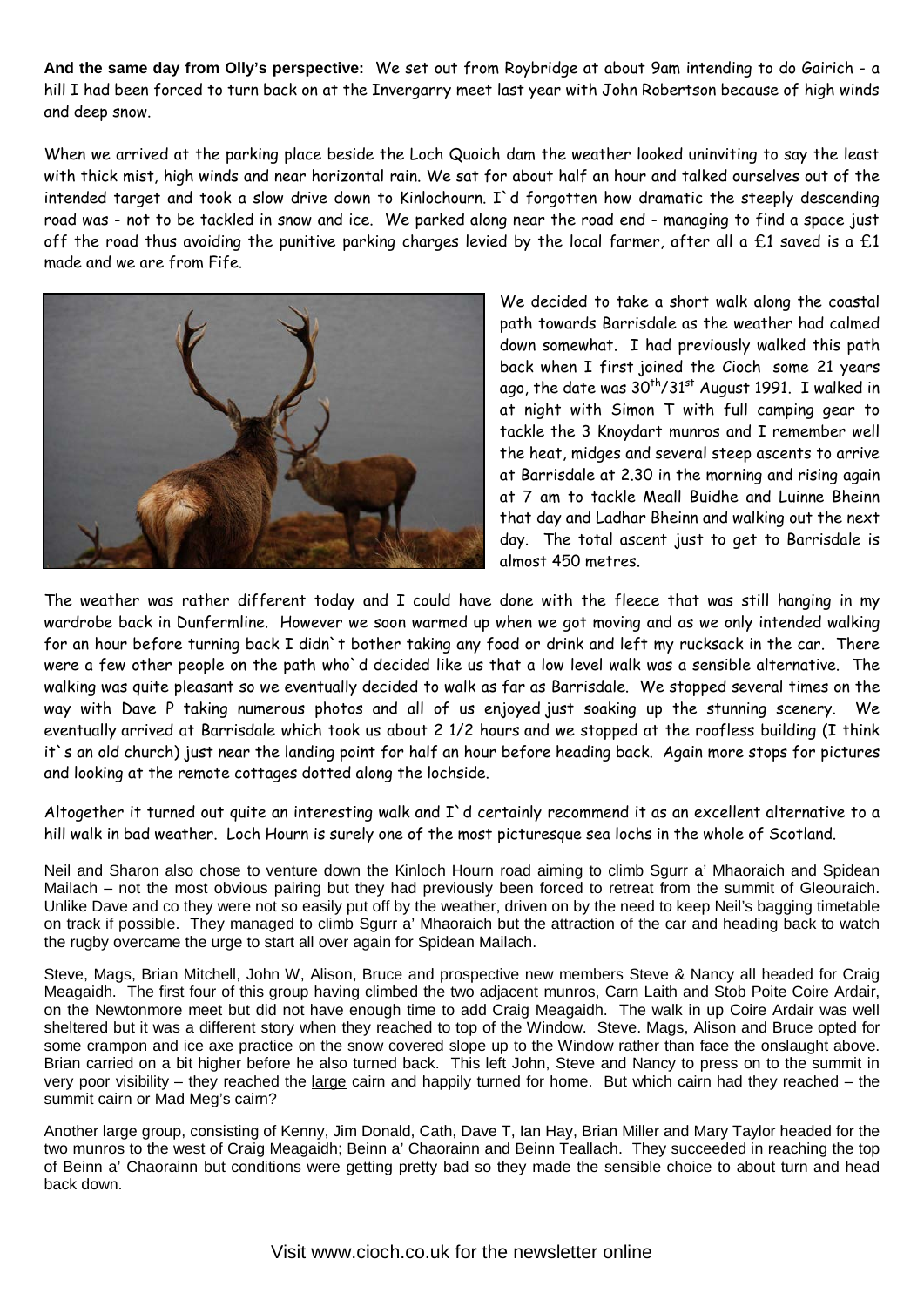**And the same day from Olly's perspective:** We set out from Roybridge at about 9am intending to do Gairich - a hill I had been forced to turn back on at the Invergarry meet last year with John Robertson because of high winds and deep snow.

When we arrived at the parking place beside the Loch Quoich dam the weather looked uninviting to say the least with thick mist, high winds and near horizontal rain. We sat for about half an hour and talked ourselves out of the intended target and took a slow drive down to Kinlochourn. I`d forgotten how dramatic the steeply descending road was - not to be tackled in snow and ice. We parked along near the road end - managing to find a space just off the road thus avoiding the punitive parking charges levied by the local farmer, after all a £1 saved is a £1 made and we are from Fife.

We decided to take a short walk along the coastal path towards Barrisdale as the weather had calmed down somewhat. I had previously walked this path back when I first joined the Cioch some 21 years ago, the date was 30th/31st August 1991. I walked in at night with Simon T with full camping gear to tackle the 3 Knoydart munros and I remember well the heat, midges and several steep ascents to arrive at Barrisdale at 2.30 in the morning and rising again at 7 am to tackle Meall Buidhe and Luinne Bheinn that day and Ladhar Bheinn and walking out the next day. The total ascent just to get to Barrisdale is almost 450 metres.

The weather was rather different today and I could have done with the fleece that was still hanging in my wardrobe back in Dunfermline. However we soon warmed up when we got moving and as we only intended walking for an hour before turning back I didn`t bother taking any food or drink and left my rucksack in the car. There were a few other people on the path who`d decided like us that a low level walk was a sensible alternative. The walking was quite pleasant so we eventually decided to walk as far as Barrisdale. We stopped several times on the way with Dave P taking numerous photos and all of us enjoyed just soaking up the stunning scenery. We eventually arrived at Barrisdale which took us about 2 1/2 hours and we stopped at the roofless building (I think it`s an old church) just near the landing point for half an hour before heading back. Again more stops for pictures and looking at the remote cottages dotted along the lochside.

Altogether it turned out quite an interesting walk and I`d certainly recommend it as an excellent alternative to a hill walk in bad weather. Loch Hourn is surely one of the most picturesque sea lochs in the whole of Scotland.

Neil and Sharon also chose to venture down the Kinloch Hourn road aiming to climb Sgurr a' Mhaoraich and Spidean Mailach – not the most obvious pairing but they had previously been forced to retreat from the summit of Gleouraich. Unlike Dave and co they were not so easily put off by the weather, driven on by the need to keep Neil's bagging timetable on track if possible. They managed to climb Sgurr a' Mhaoraich but the attraction of the car and heading back to watch the rugby overcame the urge to start all over again for Spidean Mailach.

Steve, Mags, Brian Mitchell, John W, Alison, Bruce and prospective new members Steve & Nancy all headed for Craig Meagaidh. The first four of this group having climbed the two adjacent munros, Carn Laith and Stob Poite Coire Ardair, on the Newtonmore meet but did not have enough time to add Craig Meagaidh. The walk in up Coire Ardair was well sheltered but it was a different story when they reached to top of the Window. Steve. Mags, Alison and Bruce opted for some crampon and ice axe practice on the snow covered slope up to the Window rather than face the onslaught above. Brian carried on a bit higher before he also turned back. This left John, Steve and Nancy to press on to the summit in very poor visibility – they reached the large cairn and happily turned for home. But which cairn had they reached – the summit cairn or Mad Meg's cairn?

Another large group, consisting of Kenny, Jim Donald, Cath, Dave T, Ian Hay, Brian Miller and Mary Taylor headed for the two munros to the west of Craig Meagaidh; Beinn a' Chaorainn and Beinn Teallach. They succeeded in reaching the top of Beinn a' Chaorainn but conditions were getting pretty bad so they made the sensible choice to about turn and head back down.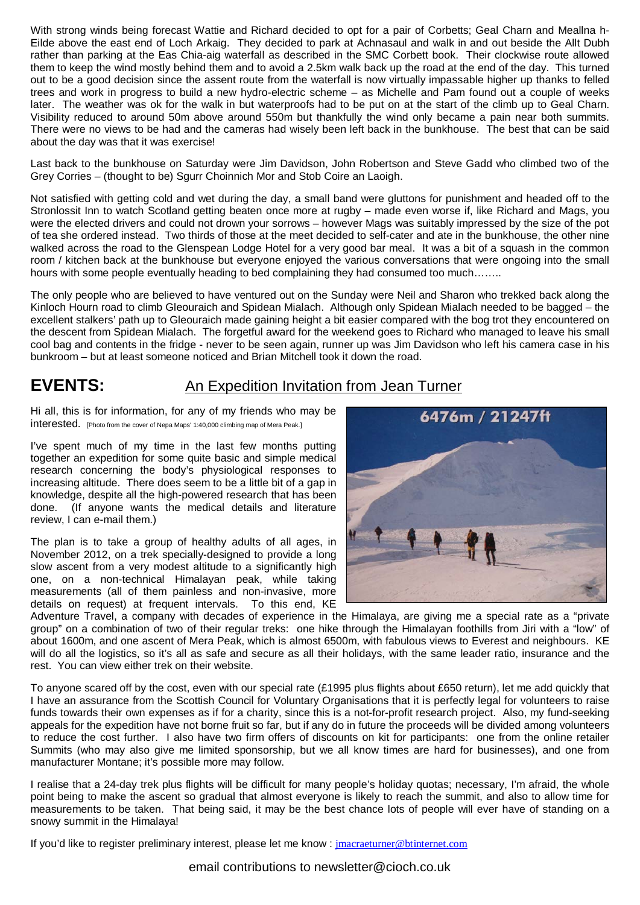With strong winds being forecast Wattie and Richard decided to opt for a pair of Corbetts; Geal Charn and Meallna h-Eilde above the east end of Loch Arkaig. They decided to park at Achnasaul and walk in and out beside the Allt Dubh rather than parking at the Eas Chia-aig waterfall as described in the SMC Corbett book. Their clockwise route allowed them to keep the wind mostly behind them and to avoid a 2.5km walk back up the road at the end of the day. This turned out to be a good decision since the assent route from the waterfall is now virtually impassable higher up thanks to felled trees and work in progress to build a new hydro-electric scheme – as Michelle and Pam found out a couple of weeks later. The weather was ok for the walk in but waterproofs had to be put on at the start of the climb up to Geal Charn. Visibility reduced to around 50m above around 550m but thankfully the wind only became a pain near both summits. There were no views to be had and the cameras had wisely been left back in the bunkhouse. The best that can be said about the day was that it was exercise!

Last back to the bunkhouse on Saturday were Jim Davidson, John Robertson and Steve Gadd who climbed two of the Grey Corries – (thought to be) Sgurr Choinnich Mor and Stob Coire an Laoigh.

Not satisfied with getting cold and wet during the day, a small band were gluttons for punishment and headed off to the Stronlossit Inn to watch Scotland getting beaten once more at rugby – made even worse if, like Richard and Mags, you were the elected drivers and could not drown your sorrows – however Mags was suitably impressed by the size of the pot of tea she ordered instead. Two thirds of those at the meet decided to self-cater and ate in the bunkhouse, the other nine walked across the road to the Glenspean Lodge Hotel for a very good bar meal. It was a bit of a squash in the common room / kitchen back at the bunkhouse but everyone enjoyed the various conversations that were ongoing into the small hours with some people eventually heading to bed complaining they had consumed too much……..

The only people who are believed to have ventured out on the Sunday were Neil and Sharon who trekked back along the Kinloch Hourn road to climb Gleouraich and Spidean Mialach. Although only Spidean Mialach needed to be bagged – the excellent stalkers' path up to Gleouraich made gaining height a bit easier compared with the bog trot they encountered on the descent from Spidean Mialach. The forgetful award for the weekend goes to Richard who managed to leave his small cool bag and contents in the fridge - never to be seen again, runner up was Jim Davidson who left his camera case in his bunkroom – but at least someone noticed and Brian Mitchell took it down the road.

## EVENTS: An Expedition Invitation from Jean Turner

Hi all, this is for information, for any of my friends who may be interested. [Photo from the cover of Nepa Maps' 1:40,000 climbing map of Mera Peak.]

I've spent much of my time in the last few months putting together an expedition for some quite basic and simple medical research concerning the body's physiological responses to increasing altitude. There does seem to be a little bit of a gap in knowledge, despite all the high-powered research that has been done. (If anyone wants the medical details and literature review, I can e-mail them.)

The plan is to take a group of healthy adults of all ages, in November 2012, on a trek specially-designed to provide a long slow ascent from a very modest altitude to a significantly high one, on a non-technical Himalayan peak, while taking measurements (all of them painless and non-invasive, more details on request) at frequent intervals. To this end, KE Adventure Travel, a company with decades of experience in the Himalaya, are giving me a special rate as a "private group" on a combination of two of their regular treks: one hike through the Himalayan foothills from Jiri with a "low" of about 1600m, and one ascent of Mera Peak, which is almost 6500m, with fabulous views to Everest and neighbours. KE will do all the logistics, so it's all as safe and secure as all their holidays, with the same leader ratio, insurance and the rest. You can view either trek on their website.

To anyone scared off by the cost, even with our special rate (£1995 plus flights about £650 return), let me add quickly that I have an assurance from the Scottish Council for Voluntary Organisations that it is perfectly legal for volunteers to raise funds towards their own expenses as if for a charity, since this is a not-for-profit research project. Also, my fund-seeking appeals for the expedition have not borne fruit so far, but if any do in future the proceeds will be divided among volunteers to reduce the cost further. I also have two firm offers of discounts on kit for participants: one from the online retailer Summits (who may also give me limited sponsorship, but we all know times are hard for businesses), and one from manufacturer Montane; it's possible more may follow.

I realise that a 24-day trek plus flights will be difficult for many people's holiday quotas; necessary, I'm afraid, the whole point being to make the ascent so gradual that almost everyone is likely to reach the summit, and also to allow time for measurements to be taken. That being said, it may be the best chance lots of people will ever have of standing on a snowy summit in the Himalaya!

If you'd like to register preliminary interest, please let me know : jmacraeturner@btinternet.com

email contributions to newsletter@cioch.co.uk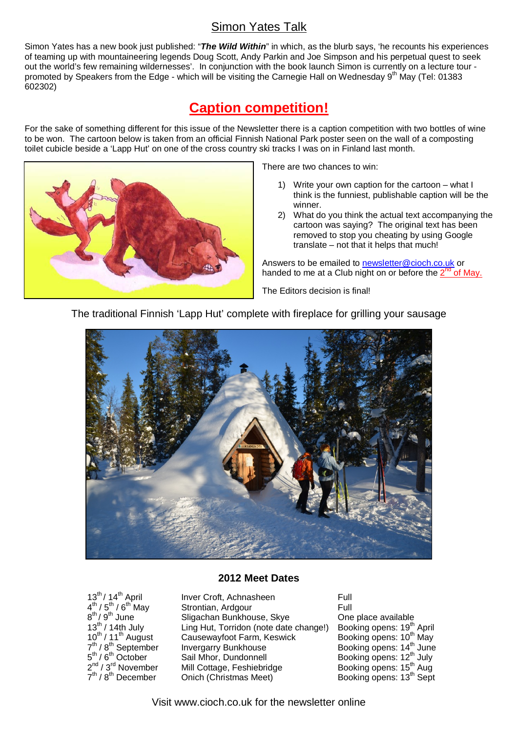## Simon Yates Talk

Simon Yates has a new book just published: "***The Wild Within***" in which, as the blurb says, 'he recounts his experiences of teaming up with mountaineering legends Doug Scott, Andy Parkin and Joe Simpson and his perpetual quest to seek out the world's few remaining wildernesses'. In conjunction with the book launch Simon is currently on a lecture tour - promoted by Speakers from the Edge - which will be visiting the Carnegie Hall on Wednesday 9th May (Tel: 01383 602302)

## Caption competition!

For the sake of something different for this issue of the Newsletter there is a caption competition with two bottles of wine to be won. The cartoon below is taken from an official Finnish National Park poster seen on the wall of a composting toilet cubicle beside a 'Lapp Hut' on one of the cross country ski tracks I was on in Finland last month.

There are two chances to win:

1) Write your own caption for the cartoon – what I think is the funniest, publishable caption will be the winner.
2) What do you think the actual text accompanying the cartoon was saying? The original text has been removed to stop you cheating by using Google translate – not that it helps that much!

Answers to be emailed to newsletter@cioch.co.uk or handed to me at a Club night on or before the 2nd of May.

The Editors decision is final!

The traditional Finnish 'Lapp Hut' complete with fireplace for grilling your sausage

### 2012 Meet Dates

| | | |
|---|---|---|
| 13th / 14th April | Inver Croft, Achnasheen | Full |
| 4th / 5th / 6th May | Strontian, Ardgour | Full |
| 8th / 9th June | Sligachan Bunkhouse, Skye | One place available |
| 13th / 14th July | Ling Hut, Torridon (note date change!) | Booking opens: 19th April |
| 10th / 11th August | Causewayfoot Farm, Keswick | Booking opens: 10th May |
| 7th / 8th September | Invergarry Bunkhouse | Booking opens: 14th June |
| 5th / 6th October | Sail Mhor, Dundonnell | Booking opens: 12th July |
| 2nd / 3rd November | Mill Cottage, Feshiebridge | Booking opens: 15th Aug |
| 7th / 8th December | Onich (Christmas Meet) | Booking opens: 13th Sept |

Visit www.cioch.co.uk for the newsletter online